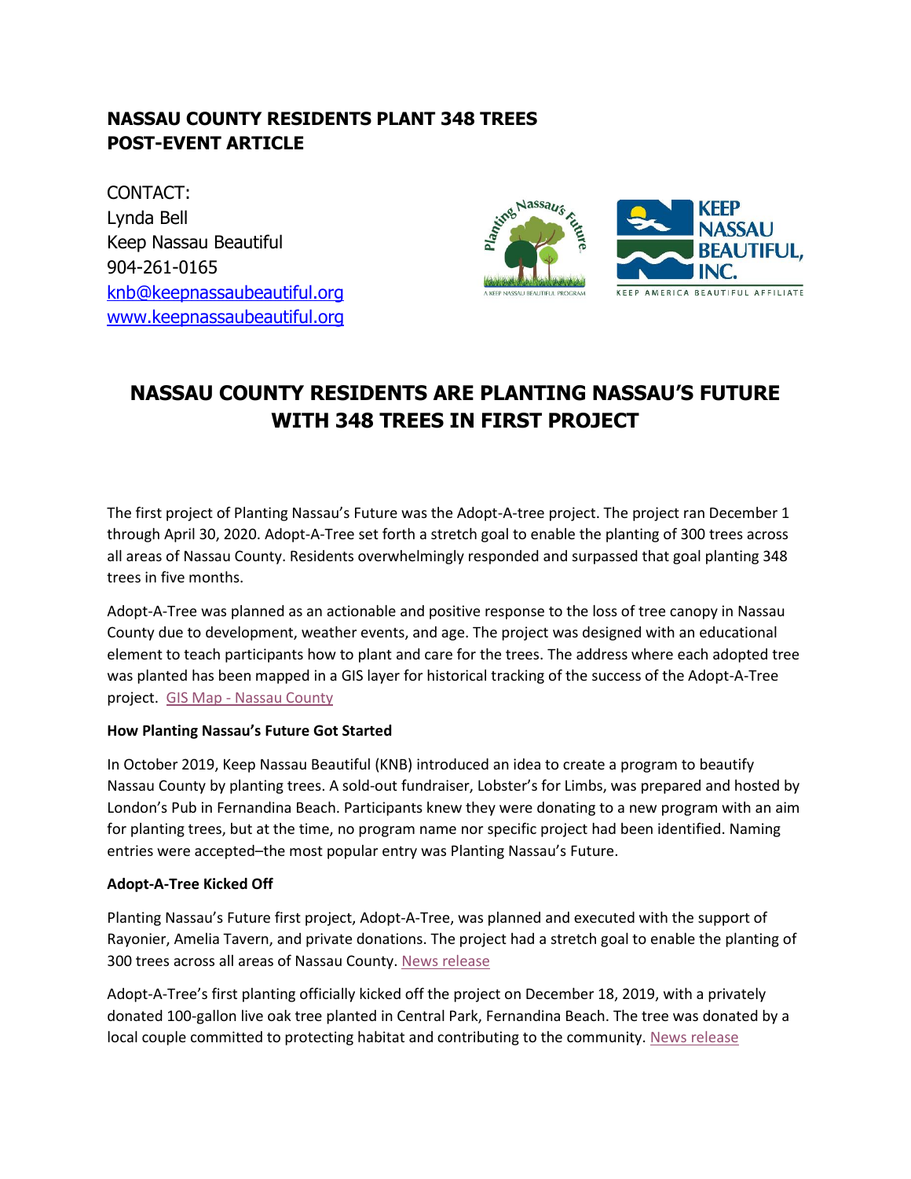**NASSAU COUNTY RESIDENTS PLANT 348 TREES**
**POST-EVENT ARTICLE**

CONTACT:
Lynda Bell
Keep Nassau Beautiful
904-261-0165
[knb@keepnassaubeautiful.org](mailto:knb@keepnassaubeautiful.org)
[www.keepnassaubeautiful.org](http://www.keepnassaubeautiful.org)

# NASSAU COUNTY RESIDENTS ARE PLANTING NASSAU'S FUTURE WITH 348 TREES IN FIRST PROJECT

The first project of Planting Nassau's Future was the Adopt-A-tree project. The project ran December 1 through April 30, 2020. Adopt-A-Tree set forth a stretch goal to enable the planting of 300 trees across all areas of Nassau County. Residents overwhelmingly responded and surpassed that goal planting 348 trees in five months.

Adopt-A-Tree was planned as an actionable and positive response to the loss of tree canopy in Nassau County due to development, weather events, and age. The project was designed with an educational element to teach participants how to plant and care for the trees. The address where each adopted tree was planted has been mapped in a GIS layer for historical tracking of the success of the Adopt-A-Tree project. GIS Map - Nassau County

### How Planting Nassau's Future Got Started

In October 2019, Keep Nassau Beautiful (KNB) introduced an idea to create a program to beautify Nassau County by planting trees. A sold-out fundraiser, Lobster's for Limbs, was prepared and hosted by London's Pub in Fernandina Beach. Participants knew they were donating to a new program with an aim for planting trees, but at the time, no program name nor specific project had been identified. Naming entries were accepted–the most popular entry was Planting Nassau's Future.

### Adopt-A-Tree Kicked Off

Planting Nassau's Future first project, Adopt-A-Tree, was planned and executed with the support of Rayonier, Amelia Tavern, and private donations. The project had a stretch goal to enable the planting of 300 trees across all areas of Nassau County. News release

Adopt-A-Tree's first planting officially kicked off the project on December 18, 2019, with a privately donated 100-gallon live oak tree planted in Central Park, Fernandina Beach. The tree was donated by a local couple committed to protecting habitat and contributing to the community. News release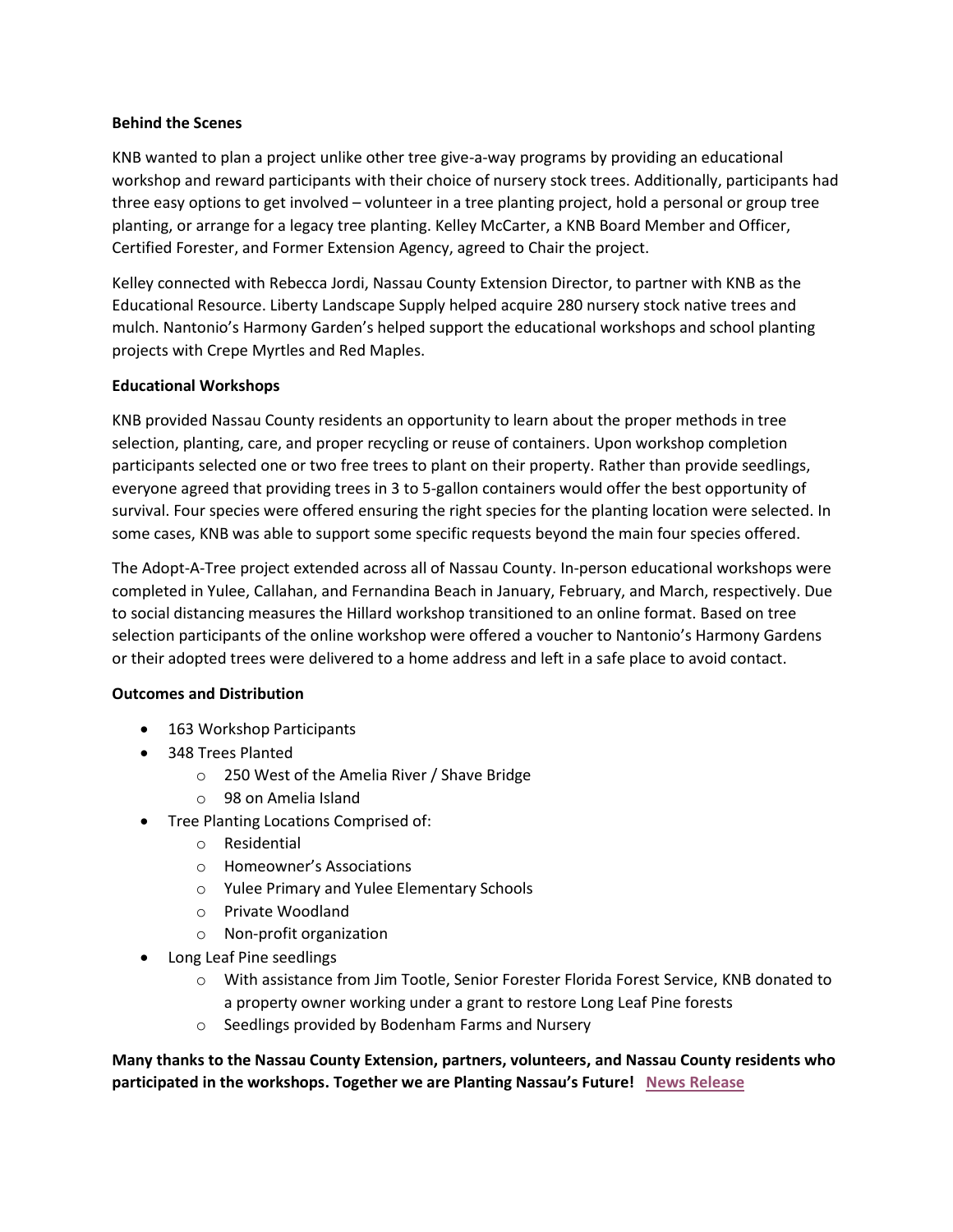**Behind the Scenes**

KNB wanted to plan a project unlike other tree give-a-way programs by providing an educational workshop and reward participants with their choice of nursery stock trees. Additionally, participants had three easy options to get involved – volunteer in a tree planting project, hold a personal or group tree planting, or arrange for a legacy tree planting. Kelley McCarter, a KNB Board Member and Officer, Certified Forester, and Former Extension Agency, agreed to Chair the project.

Kelley connected with Rebecca Jordi, Nassau County Extension Director, to partner with KNB as the Educational Resource. Liberty Landscape Supply helped acquire 280 nursery stock native trees and mulch. Nantonio's Harmony Garden's helped support the educational workshops and school planting projects with Crepe Myrtles and Red Maples.

**Educational Workshops**

KNB provided Nassau County residents an opportunity to learn about the proper methods in tree selection, planting, care, and proper recycling or reuse of containers. Upon workshop completion participants selected one or two free trees to plant on their property. Rather than provide seedlings, everyone agreed that providing trees in 3 to 5-gallon containers would offer the best opportunity of survival. Four species were offered ensuring the right species for the planting location were selected. In some cases, KNB was able to support some specific requests beyond the main four species offered.

The Adopt-A-Tree project extended across all of Nassau County. In-person educational workshops were completed in Yulee, Callahan, and Fernandina Beach in January, February, and March, respectively. Due to social distancing measures the Hillard workshop transitioned to an online format. Based on tree selection participants of the online workshop were offered a voucher to Nantonio's Harmony Gardens or their adopted trees were delivered to a home address and left in a safe place to avoid contact.

**Outcomes and Distribution**

- 163 Workshop Participants
- 348 Trees Planted
  - 250 West of the Amelia River / Shave Bridge
  - 98 on Amelia Island
- Tree Planting Locations Comprised of:
  - Residential
  - Homeowner's Associations
  - Yulee Primary and Yulee Elementary Schools
  - Private Woodland
  - Non-profit organization
- Long Leaf Pine seedlings
  - With assistance from Jim Tootle, Senior Forester Florida Forest Service, KNB donated to a property owner working under a grant to restore Long Leaf Pine forests
  - Seedlings provided by Bodenham Farms and Nursery

**Many thanks to the Nassau County Extension, partners, volunteers, and Nassau County residents who participated in the workshops. Together we are Planting Nassau's Future! News Release**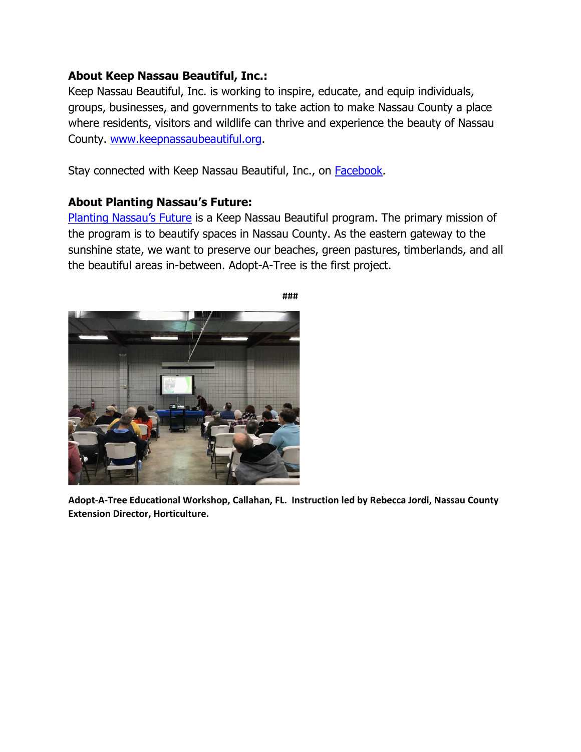**About Keep Nassau Beautiful, Inc.:**

Keep Nassau Beautiful, Inc. is working to inspire, educate, and equip individuals, groups, businesses, and governments to take action to make Nassau County a place where residents, visitors and wildlife can thrive and experience the beauty of Nassau County. [www.keepnassaubeautiful.org](http://www.keepnassaubeautiful.org).

Stay connected with Keep Nassau Beautiful, Inc., on [Facebook](#).

**About Planting Nassau's Future:**

[Planting Nassau's Future](#) is a Keep Nassau Beautiful program. The primary mission of the program is to beautify spaces in Nassau County. As the eastern gateway to the sunshine state, we want to preserve our beaches, green pastures, timberlands, and all the beautiful areas in-between. Adopt-A-Tree is the first project.

###

**Adopt-A-Tree Educational Workshop, Callahan, FL. Instruction led by Rebecca Jordi, Nassau County Extension Director, Horticulture.**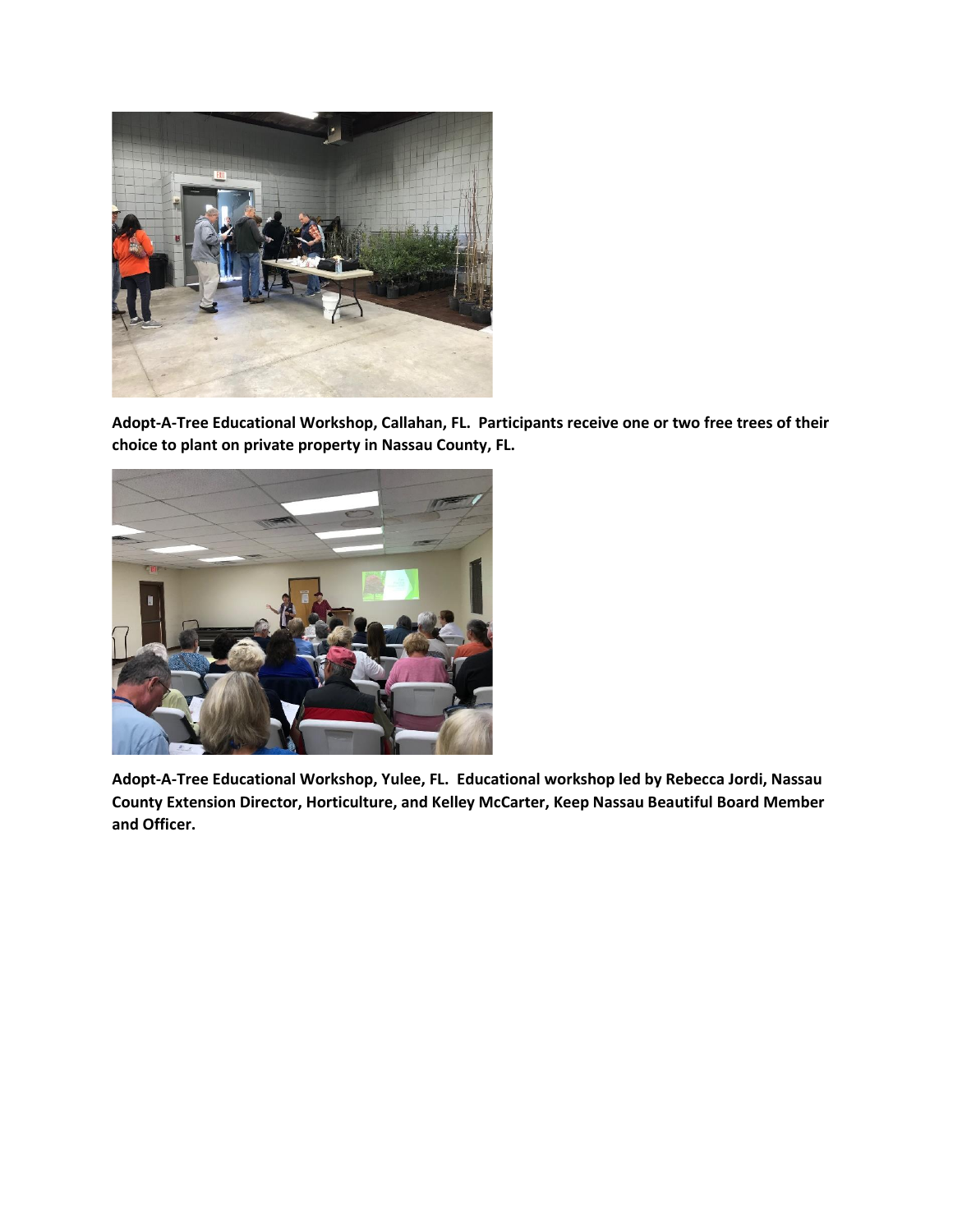**Adopt-A-Tree Educational Workshop, Callahan, FL. Participants receive one or two free trees of their choice to plant on private property in Nassau County, FL.**

**Adopt-A-Tree Educational Workshop, Yulee, FL. Educational workshop led by Rebecca Jordi, Nassau County Extension Director, Horticulture, and Kelley McCarter, Keep Nassau Beautiful Board Member and Officer.**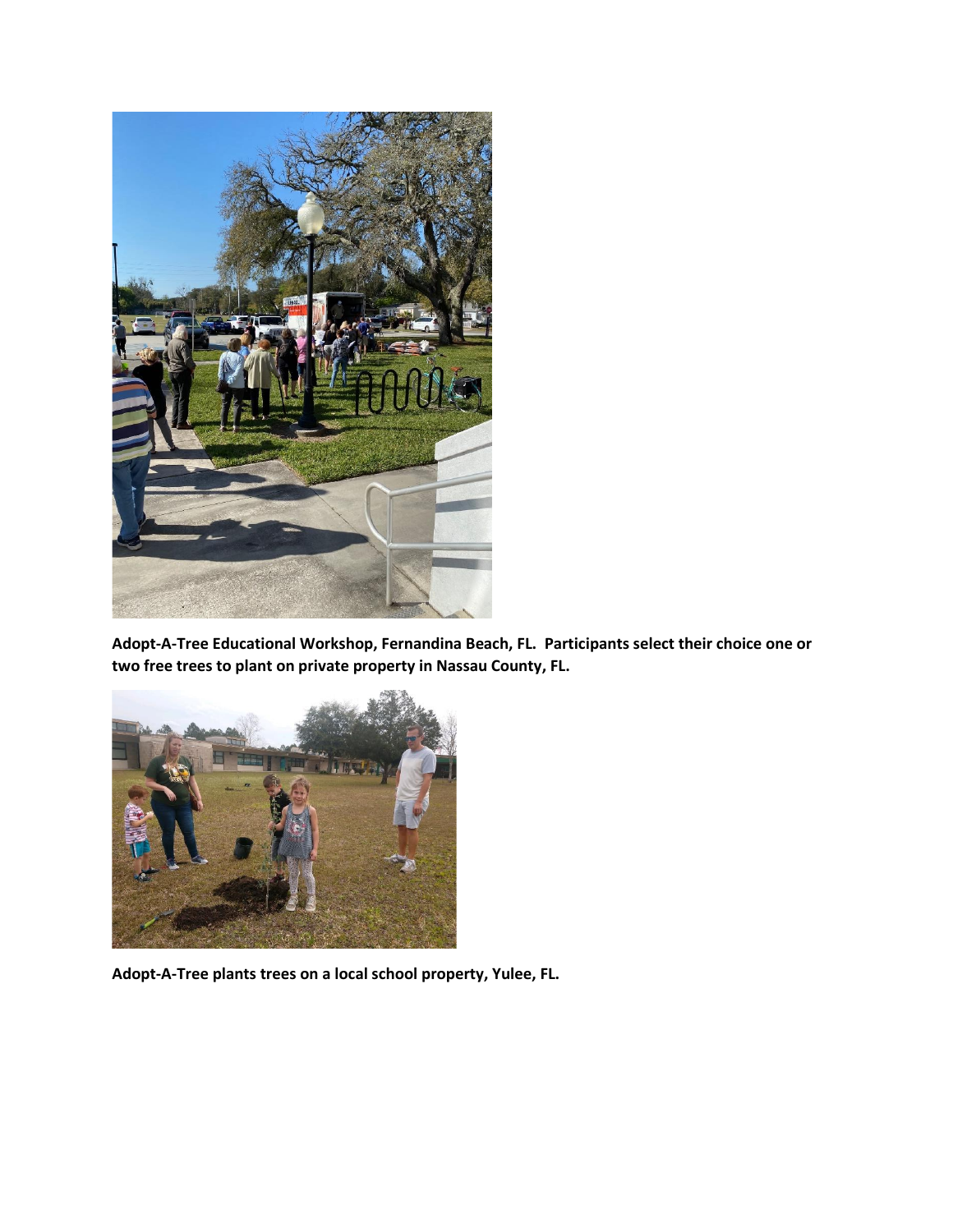**Adopt-A-Tree Educational Workshop, Fernandina Beach, FL. Participants select their choice one or two free trees to plant on private property in Nassau County, FL.**

**Adopt-A-Tree plants trees on a local school property, Yulee, FL.**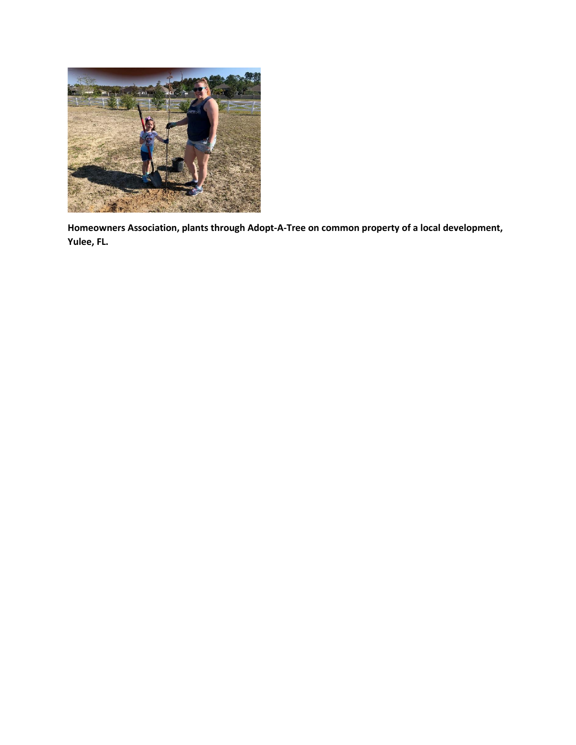**Homeowners Association, plants through Adopt-A-Tree on common property of a local development, Yulee, FL.**